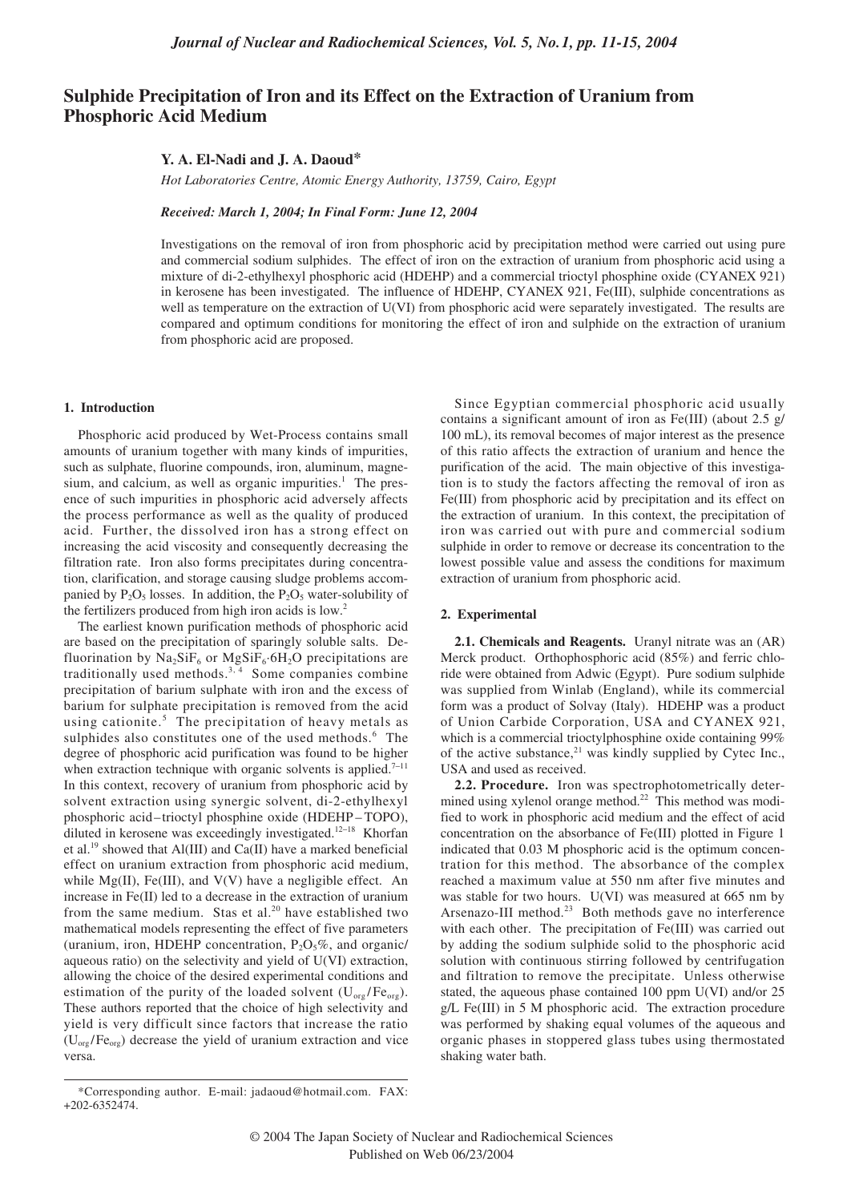# Sulphide Precipitation of Iron and its Effect on the Extraction of Uranium from Phosphoric Acid Medium

**Y. A. El-Nadi and J. A. Daoud***

*Hot Laboratories Centre, Atomic Energy Authority, 13759, Cairo, Egypt*

***Received: March 1, 2004; In Final Form: June 12, 2004***

Investigations on the removal of iron from phosphoric acid by precipitation method were carried out using pure and commercial sodium sulphides. The effect of iron on the extraction of uranium from phosphoric acid using a mixture of di-2-ethylhexyl phosphoric acid (HDEHP) and a commercial trioctyl phosphine oxide (CYANEX 921) in kerosene has been investigated. The influence of HDEHP, CYANEX 921, Fe(III), sulphide concentrations as well as temperature on the extraction of U(VI) from phosphoric acid were separately investigated. The results are compared and optimum conditions for monitoring the effect of iron and sulphide on the extraction of uranium from phosphoric acid are proposed.

## 1. Introduction

Phosphoric acid produced by Wet-Process contains small amounts of uranium together with many kinds of impurities, such as sulphate, fluorine compounds, iron, aluminum, magnesium, and calcium, as well as organic impurities.[1] The presence of such impurities in phosphoric acid adversely affects the process performance as well as the quality of produced acid. Further, the dissolved iron has a strong effect on increasing the acid viscosity and consequently decreasing the filtration rate. Iron also forms precipitates during concentration, clarification, and storage causing sludge problems accompanied by $P_2O_5$ losses. In addition, the $P_2O_5$ water-solubility of the fertilizers produced from high iron acids is low.[2]

The earliest known purification methods of phosphoric acid are based on the precipitation of sparingly soluble salts. Defluorination by $Na_2SiF_6$ or $MgSiF_6{\cdot}6H_2O$ precipitations are traditionally used methods.[3, 4] Some companies combine precipitation of barium sulphate with iron and the excess of barium for sulphate precipitation is removed from the acid using cationite.[5] The precipitation of heavy metals as sulphides also constitutes one of the used methods.[6] The degree of phosphoric acid purification was found to be higher when extraction technique with organic solvents is applied.[7–11] In this context, recovery of uranium from phosphoric acid by solvent extraction using synergic solvent, di-2-ethylhexyl phosphoric acid–trioctyl phosphine oxide (HDEHP – TOPO), diluted in kerosene was exceedingly investigated.[12–18] Khorfan et al.[19] showed that Al(III) and Ca(II) have a marked beneficial effect on uranium extraction from phosphoric acid medium, while Mg(II), Fe(III), and V(V) have a negligible effect. An increase in Fe(II) led to a decrease in the extraction of uranium from the same medium. Stas et al.[20] have established two mathematical models representing the effect of five parameters (uranium, iron, HDEHP concentration, $P_2O_5$%, and organic/aqueous ratio) on the selectivity and yield of U(VI) extraction, allowing the choice of the desired experimental conditions and estimation of the purity of the loaded solvent ($U_{org}/Fe_{org}$). These authors reported that the choice of high selectivity and yield is very difficult since factors that increase the ratio ($U_{org}/Fe_{org}$) decrease the yield of uranium extraction and vice versa.

Since Egyptian commercial phosphoric acid usually contains a significant amount of iron as Fe(III) (about 2.5 g/100 mL), its removal becomes of major interest as the presence of this ratio affects the extraction of uranium and hence the purification of the acid. The main objective of this investigation is to study the factors affecting the removal of iron as Fe(III) from phosphoric acid by precipitation and its effect on the extraction of uranium. In this context, the precipitation of iron was carried out with pure and commercial sodium sulphide in order to remove or decrease its concentration to the lowest possible value and assess the conditions for maximum extraction of uranium from phosphoric acid.

## 2. Experimental

**2.1. Chemicals and Reagents.** Uranyl nitrate was an (AR) Merck product. Orthophosphoric acid (85%) and ferric chloride were obtained from Adwic (Egypt). Pure sodium sulphide was supplied from Winlab (England), while its commercial form was a product of Solvay (Italy). HDEHP was a product of Union Carbide Corporation, USA and CYANEX 921, which is a commercial trioctylphosphine oxide containing 99% of the active substance,[21] was kindly supplied by Cytec Inc., USA and used as received.

**2.2. Procedure.** Iron was spectrophotometrically determined using xylenol orange method.[22] This method was modified to work in phosphoric acid medium and the effect of acid concentration on the absorbance of Fe(III) plotted in Figure 1 indicated that 0.03 M phosphoric acid is the optimum concentration for this method. The absorbance of the complex reached a maximum value at 550 nm after five minutes and was stable for two hours. U(VI) was measured at 665 nm by Arsenazo-III method.[23] Both methods gave no interference with each other. The precipitation of Fe(III) was carried out by adding the sodium sulphide solid to the phosphoric acid solution with continuous stirring followed by centrifugation and filtration to remove the precipitate. Unless otherwise stated, the aqueous phase contained 100 ppm U(VI) and/or 25 g/L Fe(III) in 5 M phosphoric acid. The extraction procedure was performed by shaking equal volumes of the aqueous and organic phases in stoppered glass tubes using thermostated shaking water bath.

*Corresponding author. E-mail: jadaoud@hotmail.com. FAX: +202-6352474.

© 2004 The Japan Society of Nuclear and Radiochemical Sciences
Published on Web 06/23/2004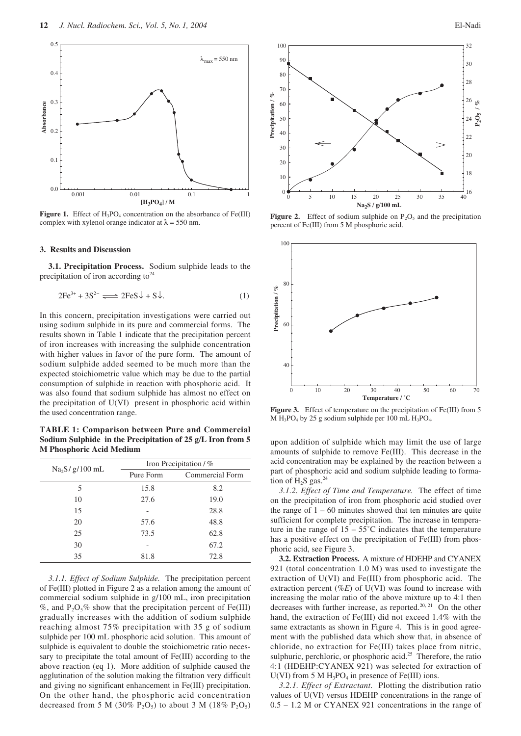Figure 1. Effect of $H_3PO_4$ concentration on the absorbance of Fe(III) complex with xylenol orange indicator at $\lambda$ = 550 nm.

Figure 2. Effect of sodium sulphide on $P_2O_5$ and the precipitation percent of Fe(III) from 5 M phosphoric acid.

Figure 3. Effect of temperature on the precipitation of Fe(III) from 5 M $H_3PO_4$ by 25 g sodium sulphide per 100 mL $H_3PO_4$.

## 3. Results and Discussion

**3.1. Precipitation Process.** Sodium sulphide leads to the precipitation of iron according to[24]

$$2Fe^{3+} + 3S^{2-} \rightleftharpoons 2FeS\downarrow + S\downarrow. \quad (1)$$

In this concern, precipitation investigations were carried out using sodium sulphide in its pure and commercial forms. The results shown in Table 1 indicate that the precipitation percent of iron increases with increasing the sulphide concentration with higher values in favor of the pure form. The amount of sodium sulphide added seemed to be much more than the expected stoichiometric value which may be due to the partial consumption of sulphide in reaction with phosphoric acid. It was also found that sodium sulphide has almost no effect on the precipitation of U(VI) present in phosphoric acid within the used concentration range.

**TABLE 1: Comparison between Pure and Commercial Sodium Sulphide in the Precipitation of 25 g/L Iron from 5 M Phosphoric Acid Medium**

| $Na_2S$/ g/100 mL | Iron Precipitation / % | |
|---|---|---|
| | Pure Form | Commercial Form |
| 5 | 15.8 | 8.2 |
| 10 | 27.6 | 19.0 |
| 15 | - | 28.8 |
| 20 | 57.6 | 48.8 |
| 25 | 73.5 | 62.8 |
| 30 | - | 67.2 |
| 35 | 81.8 | 72.8 |

*3.1.1. Effect of Sodium Sulphide.* The precipitation percent of Fe(III) plotted in Figure 2 as a relation among the amount of commercial sodium sulphide in g/100 mL, iron precipitation %, and $P_2O_5$% show that the precipitation percent of Fe(III) gradually increases with the addition of sodium sulphide reaching almost 75% precipitation with 35 g of sodium sulphide per 100 mL phosphoric acid solution. This amount of sulphide is equivalent to double the stoichiometric ratio necessary to precipitate the total amount of Fe(III) according to the above reaction (eq 1). More addition of sulphide caused the agglutination of the solution making the filtration very difficult and giving no significant enhancement in Fe(III) precipitation. On the other hand, the phosphoric acid concentration decreased from 5 M (30% $P_2O_5$) to about 3 M (18% $P_2O_5$) upon addition of sulphide which may limit the use of large amounts of sulphide to remove Fe(III). This decrease in the acid concentration may be explained by the reaction between a part of phosphoric acid and sodium sulphide leading to formation of $H_2S$ gas.[24]

*3.1.2. Effect of Time and Temperature.* The effect of time on the precipitation of iron from phosphoric acid studied over the range of 1 – 60 minutes showed that ten minutes are quite sufficient for complete precipitation. The increase in temperature in the range of 15 – 55˚C indicates that the temperature has a positive effect on the precipitation of Fe(III) from phosphoric acid, see Figure 3.

**3.2. Extraction Process.** A mixture of HDEHP and CYANEX 921 (total concentration 1.0 M) was used to investigate the extraction of U(VI) and Fe(III) from phosphoric acid. The extraction percent (%*E*) of U(VI) was found to increase with increasing the molar ratio of the above mixture up to 4:1 then decreases with further increase, as reported.[20, 21] On the other hand, the extraction of Fe(III) did not exceed 1.4% with the same extractants as shown in Figure 4. This is in good agreement with the published data which show that, in absence of chloride, no extraction for Fe(III) takes place from nitric, sulphuric, perchloric, or phosphoric acid.[25] Therefore, the ratio 4:1 (HDEHP:CYANEX 921) was selected for extraction of U(VI) from 5 M $H_3PO_4$ in presence of Fe(III) ions.

*3.2.1. Effect of Extractant.* Plotting the distribution ratio values of U(VI) versus HDEHP concentrations in the range of 0.5 – 1.2 M or CYANEX 921 concentrations in the range of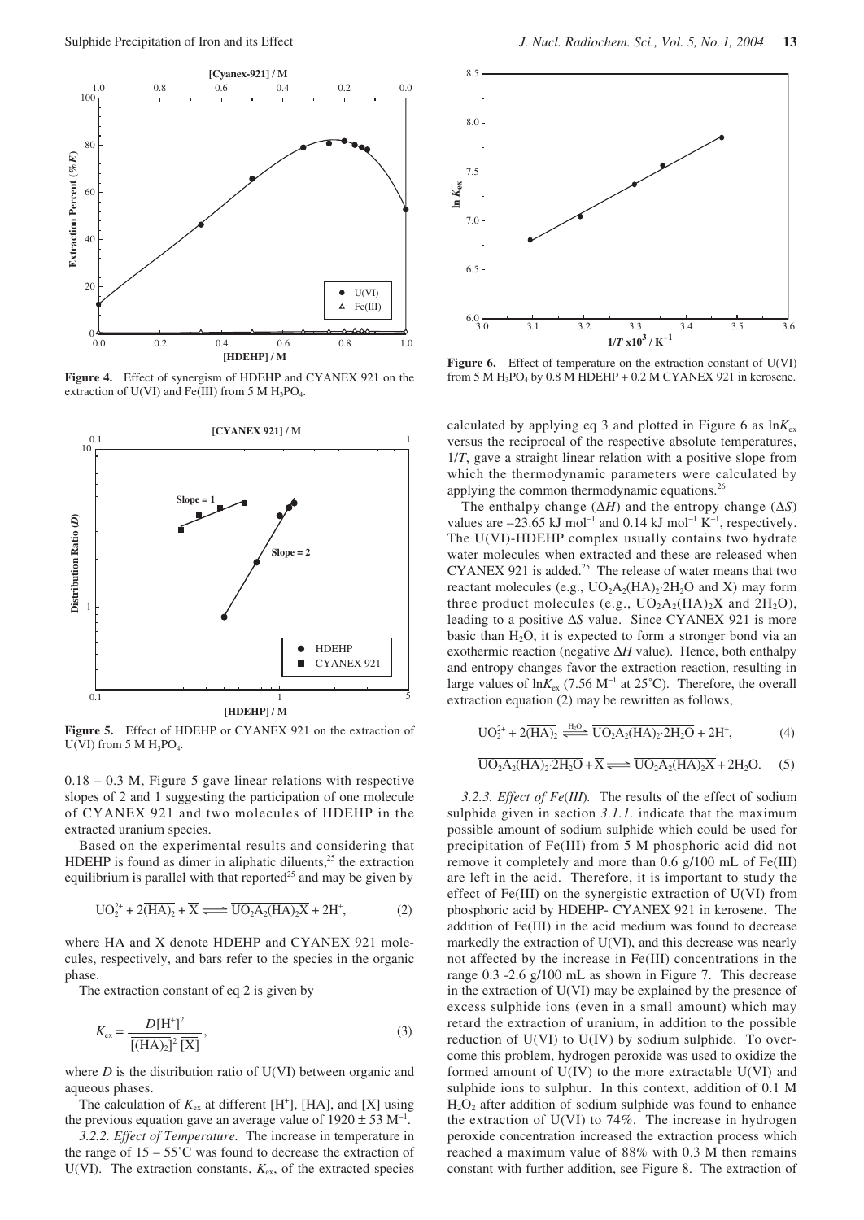Figure 4. Effect of synergism of HDEHP and CYANEX 921 on the extraction of U(VI) and Fe(III) from 5 M $H_3PO_4$.

Figure 5. Effect of HDEHP or CYANEX 921 on the extraction of U(VI) from 5 M $H_3PO_4$.

0.18 – 0.3 M, Figure 5 gave linear relations with respective slopes of 2 and 1 suggesting the participation of one molecule of CYANEX 921 and two molecules of HDEHP in the extracted uranium species.

Based on the experimental results and considering that HDEHP is found as dimer in aliphatic diluents,[25] the extraction equilibrium is parallel with that reported[25] and may be given by

$$UO_2^{2+} + 2\overline{(HA)_2} + \overline{X} \rightleftharpoons \overline{UO_2A_2(HA)_2X} + 2H^+, \tag{2}$$

where HA and X denote HDEHP and CYANEX 921 molecules, respectively, and bars refer to the species in the organic phase.

The extraction constant of eq 2 is given by

$$K_{ex} = \frac{D[H^+]^2}{[\overline{(HA)_2}]^2\,[\overline{X}]}, \tag{3}$$

where $D$ is the distribution ratio of U(VI) between organic and aqueous phases.

The calculation of $K_{ex}$ at different [H$^+$], [HA], and [X] using the previous equation gave an average value of $1920 \pm 53$ M$^{-1}$.

*3.2.2. Effect of Temperature.* The increase in temperature in the range of 15 – 55˚C was found to decrease the extraction of U(VI). The extraction constants, $K_{ex}$, of the extracted species calculated by applying eq 3 and plotted in Figure 6 as $\ln K_{ex}$ versus the reciprocal of the respective absolute temperatures, $1/T$, gave a straight linear relation with a positive slope from which the thermodynamic parameters were calculated by applying the common thermodynamic equations.[26]

Figure 6. Effect of temperature on the extraction constant of U(VI) from 5 M $H_3PO_4$ by 0.8 M HDEHP + 0.2 M CYANEX 921 in kerosene.

The enthalpy change ($\Delta H$) and the entropy change ($\Delta S$) values are –23.65 kJ mol$^{-1}$ and 0.14 kJ mol$^{-1}$ K$^{-1}$, respectively. The U(VI)-HDEHP complex usually contains two hydrate water molecules when extracted and these are released when CYANEX 921 is added.[25] The release of water means that two reactant molecules (e.g., $UO_2A_2(HA)_2{\cdot}2H_2O$ and X) may form three product molecules (e.g., $UO_2A_2(HA)_2X$ and $2H_2O$), leading to a positive $\Delta S$ value. Since CYANEX 921 is more basic than $H_2O$, it is expected to form a stronger bond via an exothermic reaction (negative $\Delta H$ value). Hence, both enthalpy and entropy changes favor the extraction reaction, resulting in large values of $\ln K_{ex}$ (7.56 M$^{-1}$ at 25˚C). Therefore, the overall extraction equation (2) may be rewritten as follows,

$$UO_2^{2+} + 2\overline{(HA)_2} \xrightleftharpoons{H_2O} \overline{UO_2A_2(HA)_2{\cdot}2H_2O} + 2H^+, \tag{4}$$

$$\overline{UO_2A_2(HA)_2{\cdot}2H_2O} + \overline{X} \rightleftharpoons \overline{UO_2A_2(HA)_2X} + 2H_2O. \tag{5}$$

*3.2.3. Effect of Fe(III).* The results of the effect of sodium sulphide given in section *3.1.1.* indicate that the maximum possible amount of sodium sulphide which could be used for precipitation of Fe(III) from 5 M phosphoric acid did not remove it completely and more than 0.6 g/100 mL of Fe(III) are left in the acid. Therefore, it is important to study the effect of Fe(III) on the synergistic extraction of U(VI) from phosphoric acid by HDEHP- CYANEX 921 in kerosene. The addition of Fe(III) in the acid medium was found to decrease markedly the extraction of U(VI), and this decrease was nearly not affected by the increase in Fe(III) concentrations in the range 0.3 -2.6 g/100 mL as shown in Figure 7. This decrease in the extraction of U(VI) may be explained by the presence of excess sulphide ions (even in a small amount) which may retard the extraction of uranium, in addition to the possible reduction of U(VI) to U(IV) by sodium sulphide. To overcome this problem, hydrogen peroxide was used to oxidize the formed amount of U(IV) to the more extractable U(VI) and sulphide ions to sulphur. In this context, addition of 0.1 M $H_2O_2$ after addition of sodium sulphide was found to enhance the extraction of U(VI) to 74%. The increase in hydrogen peroxide concentration increased the extraction process which reached a maximum value of 88% with 0.3 M then remains constant with further addition, see Figure 8. The extraction of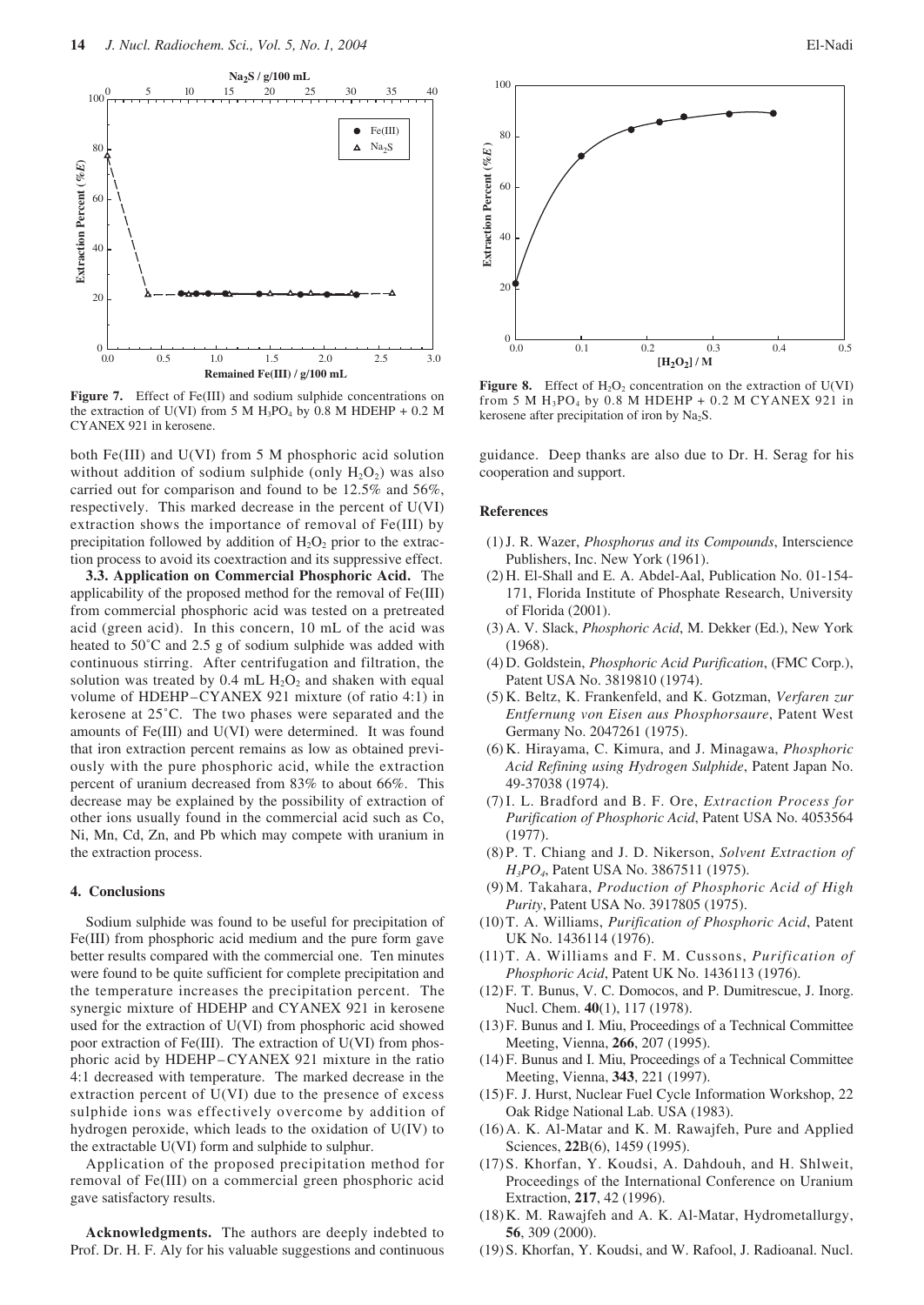**Figure 7.** Effect of Fe(III) and sodium sulphide concentrations on the extraction of U(VI) from 5 M $H_3PO_4$ by 0.8 M HDEHP + 0.2 M CYANEX 921 in kerosene.

both Fe(III) and U(VI) from 5 M phosphoric acid solution without addition of sodium sulphide (only $H_2O_2$) was also carried out for comparison and found to be 12.5% and 56%, respectively. This marked decrease in the percent of U(VI) extraction shows the importance of removal of Fe(III) by precipitation followed by addition of $H_2O_2$ prior to the extraction process to avoid its coextraction and its suppressive effect.

**3.3. Application on Commercial Phosphoric Acid.** The applicability of the proposed method for the removal of Fe(III) from commercial phosphoric acid was tested on a pretreated acid (green acid). In this concern, 10 mL of the acid was heated to 50˚C and 2.5 g of sodium sulphide was added with continuous stirring. After centrifugation and filtration, the solution was treated by 0.4 mL $H_2O_2$ and shaken with equal volume of HDEHP–CYANEX 921 mixture (of ratio 4:1) in kerosene at 25˚C. The two phases were separated and the amounts of Fe(III) and U(VI) were determined. It was found that iron extraction percent remains as low as obtained previously with the pure phosphoric acid, while the extraction percent of uranium decreased from 83% to about 66%. This decrease may be explained by the possibility of extraction of other ions usually found in the commercial acid such as Co, Ni, Mn, Cd, Zn, and Pb which may compete with uranium in the extraction process.

## 4. Conclusions

Sodium sulphide was found to be useful for precipitation of Fe(III) from phosphoric acid medium and the pure form gave better results compared with the commercial one. Ten minutes were found to be quite sufficient for complete precipitation and the temperature increases the precipitation percent. The synergic mixture of HDEHP and CYANEX 921 in kerosene used for the extraction of U(VI) from phosphoric acid showed poor extraction of Fe(III). The extraction of U(VI) from phosphoric acid by HDEHP–CYANEX 921 mixture in the ratio 4:1 decreased with temperature. The marked decrease in the extraction percent of U(VI) due to the presence of excess sulphide ions was effectively overcome by addition of hydrogen peroxide, which leads to the oxidation of U(IV) to the extractable U(VI) form and sulphide to sulphur.

Application of the proposed precipitation method for removal of Fe(III) on a commercial green phosphoric acid gave satisfactory results.

**Acknowledgments.** The authors are deeply indebted to Prof. Dr. H. F. Aly for his valuable suggestions and continuous guidance. Deep thanks are also due to Dr. H. Serag for his cooperation and support.

**Figure 8.** Effect of $H_2O_2$ concentration on the extraction of U(VI) from 5 M $H_3PO_4$ by 0.8 M HDEHP + 0.2 M CYANEX 921 in kerosene after precipitation of iron by $Na_2S$.

## References

(1) J. R. Wazer, *Phosphorus and its Compounds*, Interscience Publishers, Inc. New York (1961).

(2) H. El-Shall and E. A. Abdel-Aal, Publication No. 01-154-171, Florida Institute of Phosphate Research, University of Florida (2001).

(3) A. V. Slack, *Phosphoric Acid*, M. Dekker (Ed.), New York (1968).

(4) D. Goldstein, *Phosphoric Acid Purification*, (FMC Corp.), Patent USA No. 3819810 (1974).

(5) K. Beltz, K. Frankenfeld, and K. Gotzman, *Verfaren zur Entfernung von Eisen aus Phosphorsaure*, Patent West Germany No. 2047261 (1975).

(6) K. Hirayama, C. Kimura, and J. Minagawa, *Phosphoric Acid Refining using Hydrogen Sulphide*, Patent Japan No. 49-37038 (1974).

(7) I. L. Bradford and B. F. Ore, *Extraction Process for Purification of Phosphoric Acid*, Patent USA No. 4053564 (1977).

(8) P. T. Chiang and J. D. Nikerson, *Solvent Extraction of $H_3PO_4$*, Patent USA No. 3867511 (1975).

(9) M. Takahara, *Production of Phosphoric Acid of High Purity*, Patent USA No. 3917805 (1975).

(10) T. A. Williams, *Purification of Phosphoric Acid*, Patent UK No. 1436114 (1976).

(11) T. A. Williams and F. M. Cussons, *Purification of Phosphoric Acid*, Patent UK No. 1436113 (1976).

(12) F. T. Bunus, V. C. Domocos, and P. Dumitrescue, J. Inorg. Nucl. Chem. **40**(1), 117 (1978).

(13) F. Bunus and I. Miu, Proceedings of a Technical Committee Meeting, Vienna, **266**, 207 (1995).

(14) F. Bunus and I. Miu, Proceedings of a Technical Committee Meeting, Vienna, **343**, 221 (1997).

(15) F. J. Hurst, Nuclear Fuel Cycle Information Workshop, 22 Oak Ridge National Lab. USA (1983).

(16) A. K. Al-Matar and K. M. Rawajfeh, Pure and Applied Sciences, **22**B(6), 1459 (1995).

(17) S. Khorfan, Y. Koudsi, A. Dahdouh, and H. Shlweit, Proceedings of the International Conference on Uranium Extraction, **217**, 42 (1996).

(18) K. M. Rawajfeh and A. K. Al-Matar, Hydrometallurgy, **56**, 309 (2000).

(19) S. Khorfan, Y. Koudsi, and W. Rafool, J. Radioanal. Nucl.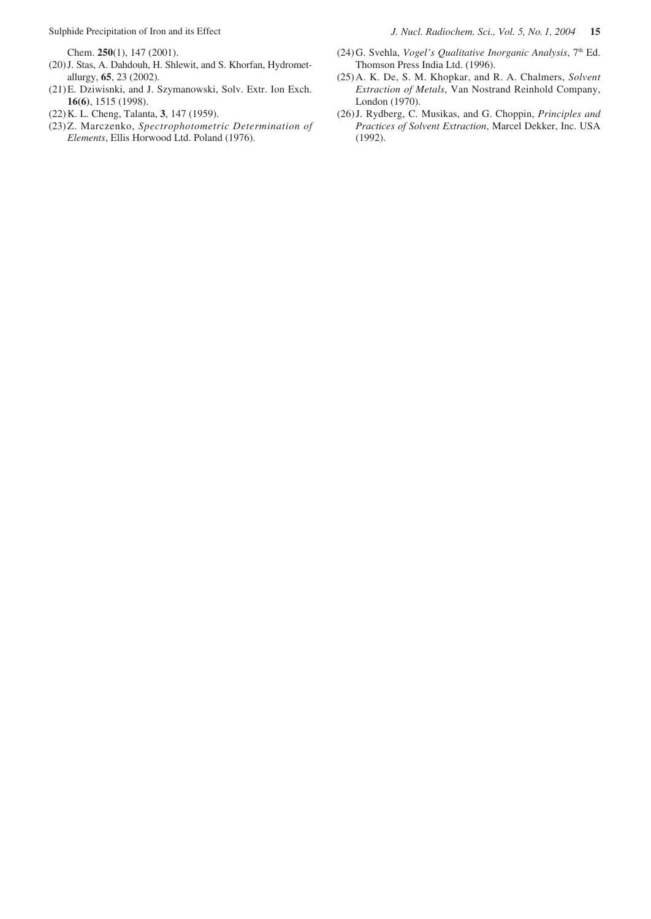Chem. **250**(1), 147 (2001).

(20) J. Stas, A. Dahdouh, H. Shlewit, and S. Khorfan, Hydrometallurgy, **65**, 23 (2002).

(21) E. Dziwisnki, and J. Szymanowski, Solv. Extr. Ion Exch. **16(6)**, 1515 (1998).

(22) K. L. Cheng, Talanta, **3**, 147 (1959).

(23) Z. Marczenko, *Spectrophotometric Determination of Elements*, Ellis Horwood Ltd. Poland (1976).

(24) G. Svehla, *Vogel's Qualitative Inorganic Analysis*, 7th Ed. Thomson Press India Ltd. (1996).

(25) A. K. De, S. M. Khopkar, and R. A. Chalmers, *Solvent Extraction of Metals*, Van Nostrand Reinhold Company, London (1970).

(26) J. Rydberg, C. Musikas, and G. Choppin, *Principles and Practices of Solvent Extraction*, Marcel Dekker, Inc. USA (1992).